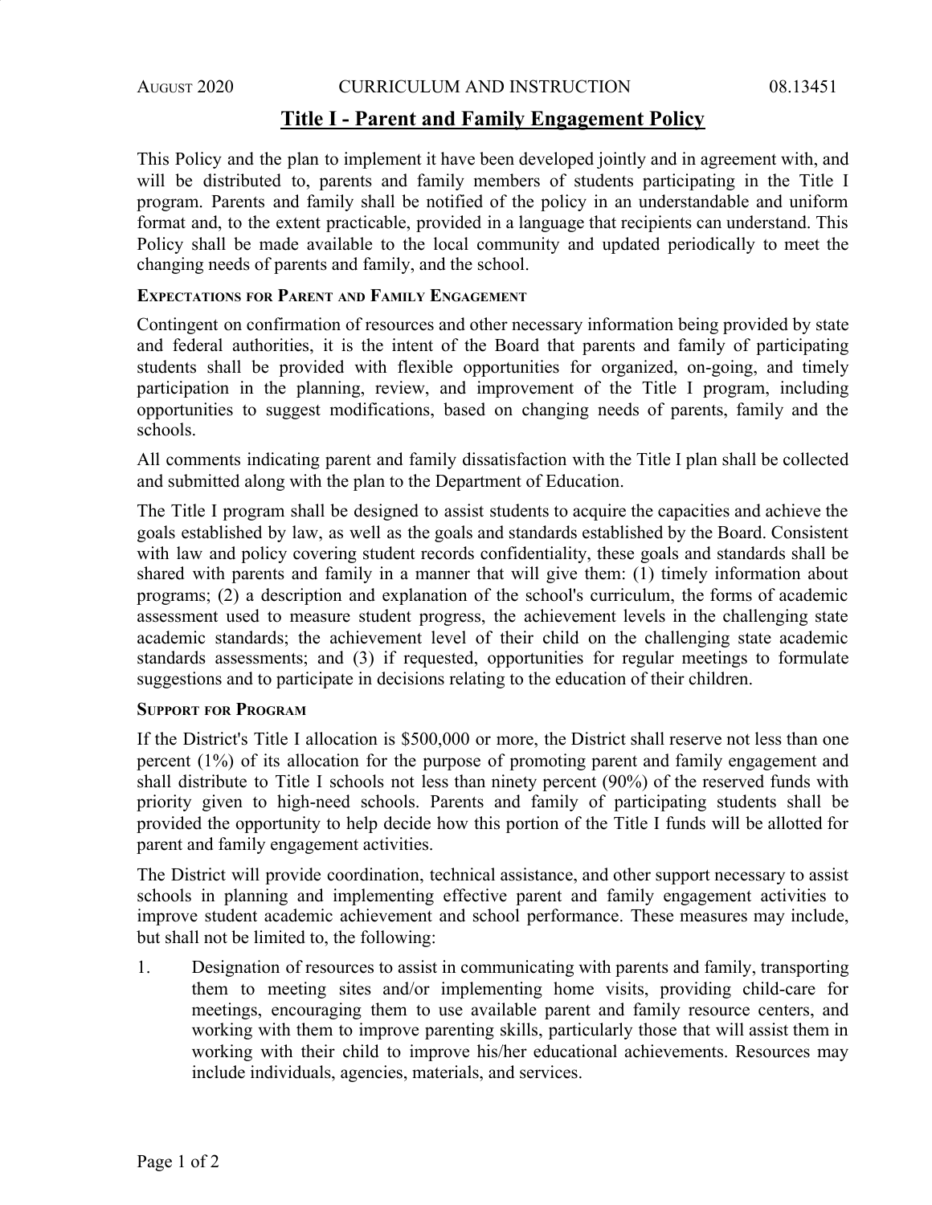# Title I - Parent and Family Engagement Policy

This Policy and the plan to implement it have been developed jointly and in agreement with, and will be distributed to, parents and family members of students participating in the Title I program. Parents and family shall be notified of the policy in an understandable and uniform format and, to the extent practicable, provided in a language that recipients can understand. This Policy shall be made available to the local community and updated periodically to meet the changing needs of parents and family, and the school.

## Expectations for Parent and Family Engagement

Contingent on confirmation of resources and other necessary information being provided by state and federal authorities, it is the intent of the Board that parents and family of participating students shall be provided with flexible opportunities for organized, on-going, and timely participation in the planning, review, and improvement of the Title I program, including opportunities to suggest modifications, based on changing needs of parents, family and the schools.

All comments indicating parent and family dissatisfaction with the Title I plan shall be collected and submitted along with the plan to the Department of Education.

The Title I program shall be designed to assist students to acquire the capacities and achieve the goals established by law, as well as the goals and standards established by the Board. Consistent with law and policy covering student records confidentiality, these goals and standards shall be shared with parents and family in a manner that will give them: (1) timely information about programs; (2) a description and explanation of the school's curriculum, the forms of academic assessment used to measure student progress, the achievement levels in the challenging state academic standards; the achievement level of their child on the challenging state academic standards assessments; and (3) if requested, opportunities for regular meetings to formulate suggestions and to participate in decisions relating to the education of their children.

## Support for Program

If the District's Title I allocation is $500,000 or more, the District shall reserve not less than one percent (1%) of its allocation for the purpose of promoting parent and family engagement and shall distribute to Title I schools not less than ninety percent (90%) of the reserved funds with priority given to high-need schools. Parents and family of participating students shall be provided the opportunity to help decide how this portion of the Title I funds will be allotted for parent and family engagement activities.

The District will provide coordination, technical assistance, and other support necessary to assist schools in planning and implementing effective parent and family engagement activities to improve student academic achievement and school performance. These measures may include, but shall not be limited to, the following:

1. Designation of resources to assist in communicating with parents and family, transporting them to meeting sites and/or implementing home visits, providing child-care for meetings, encouraging them to use available parent and family resource centers, and working with them to improve parenting skills, particularly those that will assist them in working with their child to improve his/her educational achievements. Resources may include individuals, agencies, materials, and services.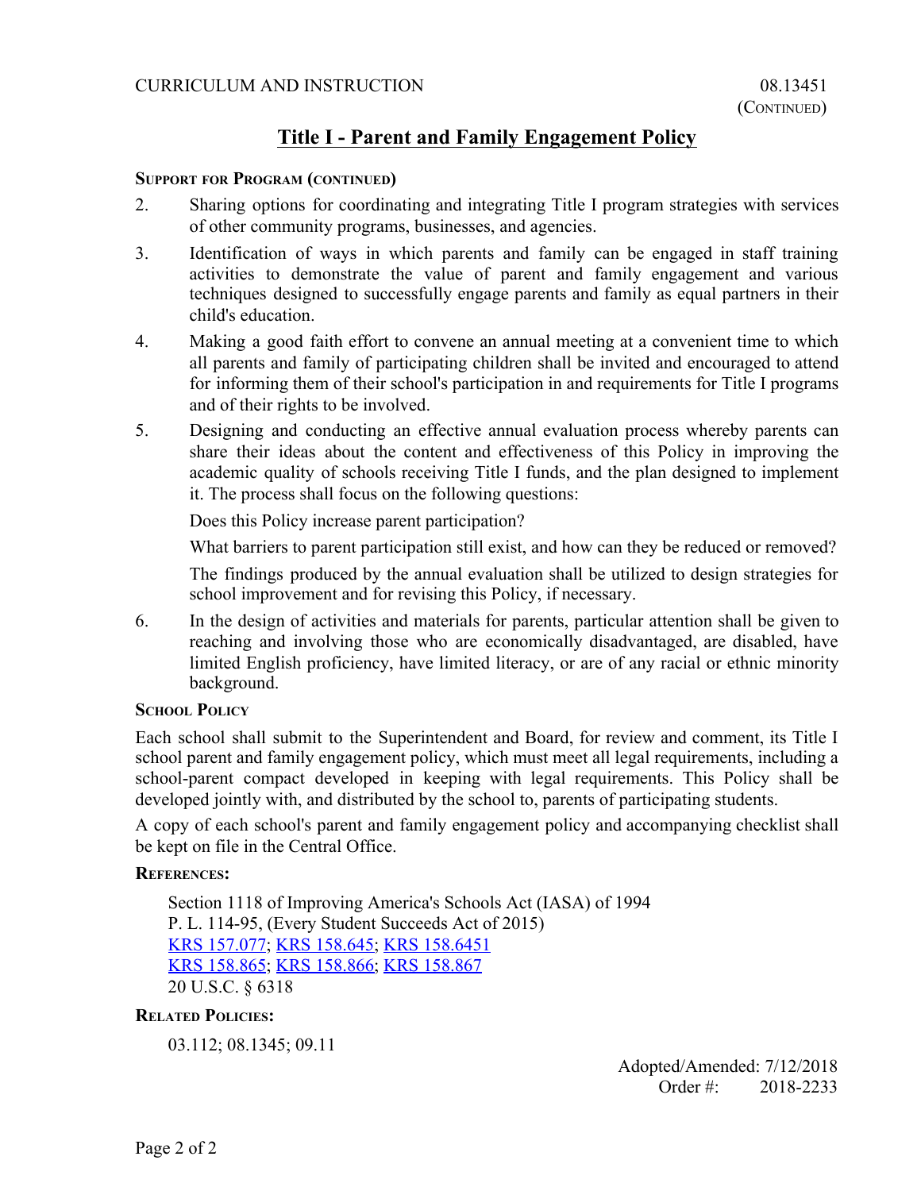# Title I - Parent and Family Engagement Policy

### Support for Program (continued)

2. Sharing options for coordinating and integrating Title I program strategies with services of other community programs, businesses, and agencies.
3. Identification of ways in which parents and family can be engaged in staff training activities to demonstrate the value of parent and family engagement and various techniques designed to successfully engage parents and family as equal partners in their child's education.
4. Making a good faith effort to convene an annual meeting at a convenient time to which all parents and family of participating children shall be invited and encouraged to attend for informing them of their school's participation in and requirements for Title I programs and of their rights to be involved.
5. Designing and conducting an effective annual evaluation process whereby parents can share their ideas about the content and effectiveness of this Policy in improving the academic quality of schools receiving Title I funds, and the plan designed to implement it. The process shall focus on the following questions:

   Does this Policy increase parent participation?

   What barriers to parent participation still exist, and how can they be reduced or removed?

   The findings produced by the annual evaluation shall be utilized to design strategies for school improvement and for revising this Policy, if necessary.
6. In the design of activities and materials for parents, particular attention shall be given to reaching and involving those who are economically disadvantaged, are disabled, have limited English proficiency, have limited literacy, or are of any racial or ethnic minority background.

### School Policy

Each school shall submit to the Superintendent and Board, for review and comment, its Title I school parent and family engagement policy, which must meet all legal requirements, including a school-parent compact developed in keeping with legal requirements. This Policy shall be developed jointly with, and distributed by the school to, parents of participating students.

A copy of each school's parent and family engagement policy and accompanying checklist shall be kept on file in the Central Office.

### References:

Section 1118 of Improving America's Schools Act (IASA) of 1994
P. L. 114-95, (Every Student Succeeds Act of 2015)
KRS 157.077; KRS 158.645; KRS 158.6451
KRS 158.865; KRS 158.866; KRS 158.867
20 U.S.C. § 6318

### Related Policies:

03.112; 08.1345; 09.11

Adopted/Amended: 7/12/2018
Order #: 2018-2233